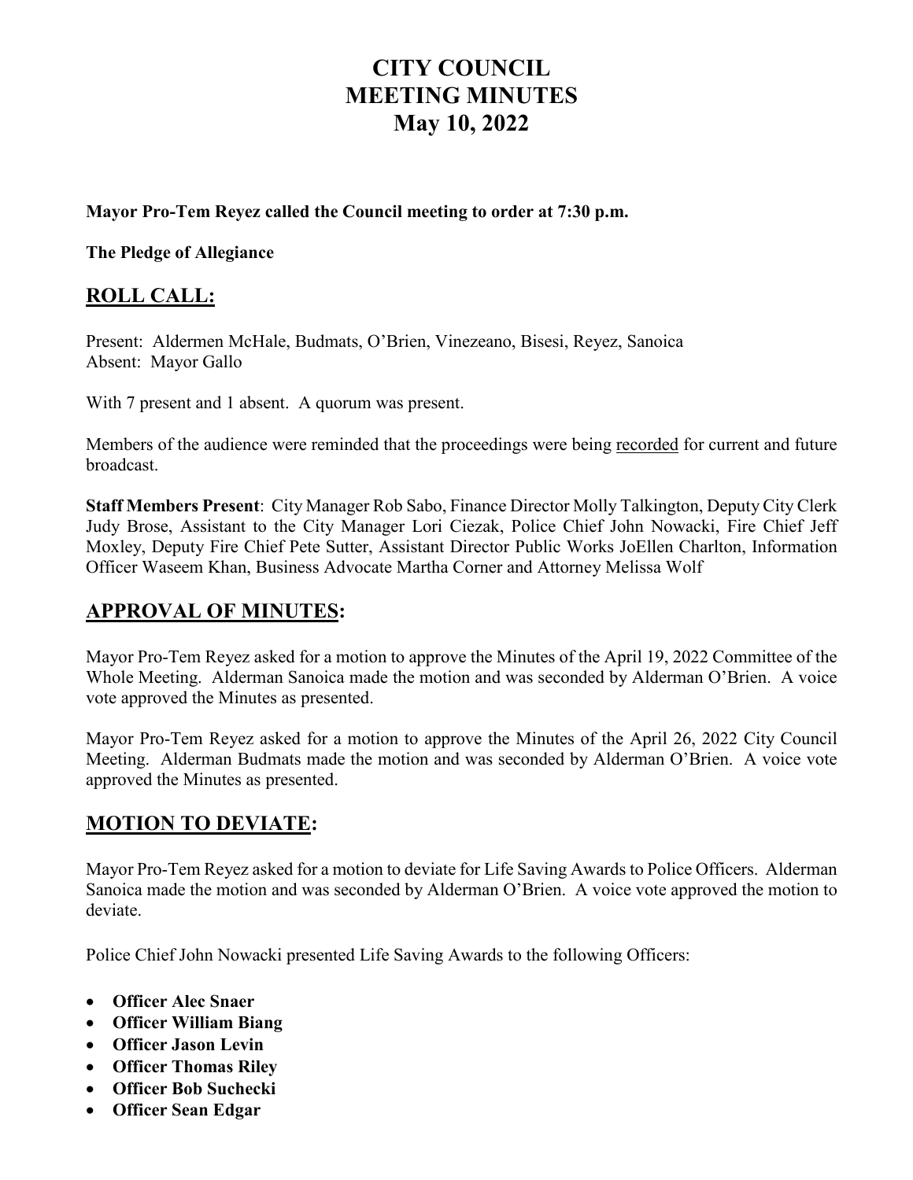# CITY COUNCIL
# MEETING MINUTES
# May 10, 2022

**Mayor Pro-Tem Reyez called the Council meeting to order at 7:30 p.m.**

**The Pledge of Allegiance**

## ROLL CALL:

Present: Aldermen McHale, Budmats, O'Brien, Vinezeano, Bisesi, Reyez, Sanoica
Absent: Mayor Gallo

With 7 present and 1 absent. A quorum was present.

Members of the audience were reminded that the proceedings were being recorded for current and future broadcast.

**Staff Members Present**: City Manager Rob Sabo, Finance Director Molly Talkington, Deputy City Clerk Judy Brose, Assistant to the City Manager Lori Ciezak, Police Chief John Nowacki, Fire Chief Jeff Moxley, Deputy Fire Chief Pete Sutter, Assistant Director Public Works JoEllen Charlton, Information Officer Waseem Khan, Business Advocate Martha Corner and Attorney Melissa Wolf

## APPROVAL OF MINUTES:

Mayor Pro-Tem Reyez asked for a motion to approve the Minutes of the April 19, 2022 Committee of the Whole Meeting. Alderman Sanoica made the motion and was seconded by Alderman O'Brien. A voice vote approved the Minutes as presented.

Mayor Pro-Tem Reyez asked for a motion to approve the Minutes of the April 26, 2022 City Council Meeting. Alderman Budmats made the motion and was seconded by Alderman O'Brien. A voice vote approved the Minutes as presented.

## MOTION TO DEVIATE:

Mayor Pro-Tem Reyez asked for a motion to deviate for Life Saving Awards to Police Officers. Alderman Sanoica made the motion and was seconded by Alderman O'Brien. A voice vote approved the motion to deviate.

Police Chief John Nowacki presented Life Saving Awards to the following Officers:

- **Officer Alec Snaer**
- **Officer William Biang**
- **Officer Jason Levin**
- **Officer Thomas Riley**
- **Officer Bob Suchecki**
- **Officer Sean Edgar**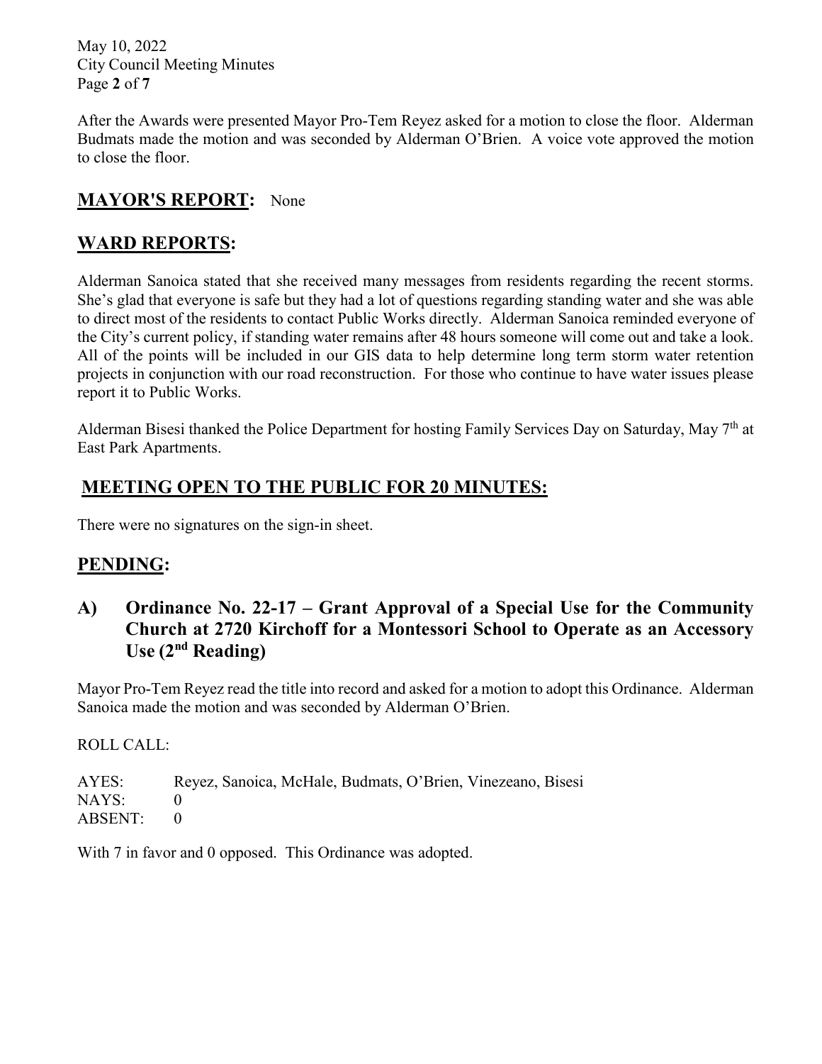After the Awards were presented Mayor Pro-Tem Reyez asked for a motion to close the floor. Alderman Budmats made the motion and was seconded by Alderman O'Brien. A voice vote approved the motion to close the floor.

## MAYOR'S REPORT: None

## WARD REPORTS:

Alderman Sanoica stated that she received many messages from residents regarding the recent storms. She's glad that everyone is safe but they had a lot of questions regarding standing water and she was able to direct most of the residents to contact Public Works directly. Alderman Sanoica reminded everyone of the City's current policy, if standing water remains after 48 hours someone will come out and take a look. All of the points will be included in our GIS data to help determine long term storm water retention projects in conjunction with our road reconstruction. For those who continue to have water issues please report it to Public Works.

Alderman Bisesi thanked the Police Department for hosting Family Services Day on Saturday, May 7th at East Park Apartments.

## MEETING OPEN TO THE PUBLIC FOR 20 MINUTES:

There were no signatures on the sign-in sheet.

## PENDING:

### A) Ordinance No. 22-17 – Grant Approval of a Special Use for the Community Church at 2720 Kirchoff for a Montessori School to Operate as an Accessory Use (2nd Reading)

Mayor Pro-Tem Reyez read the title into record and asked for a motion to adopt this Ordinance. Alderman Sanoica made the motion and was seconded by Alderman O'Brien.

ROLL CALL:

AYES: Reyez, Sanoica, McHale, Budmats, O'Brien, Vinezeano, Bisesi
NAYS: 0
ABSENT: 0

With 7 in favor and 0 opposed. This Ordinance was adopted.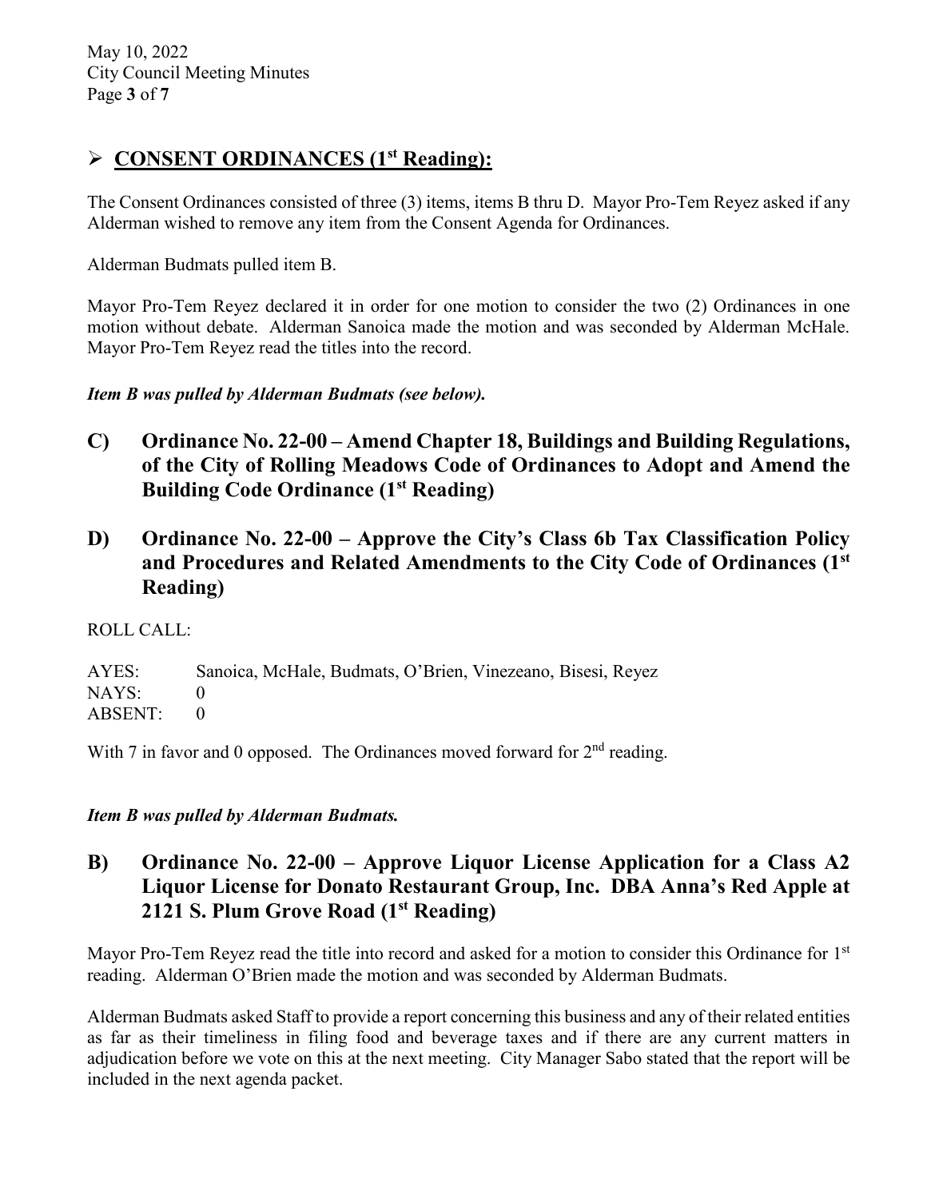## ➢ CONSENT ORDINANCES (1st Reading):

The Consent Ordinances consisted of three (3) items, items B thru D. Mayor Pro-Tem Reyez asked if any Alderman wished to remove any item from the Consent Agenda for Ordinances.

Alderman Budmats pulled item B.

Mayor Pro-Tem Reyez declared it in order for one motion to consider the two (2) Ordinances in one motion without debate. Alderman Sanoica made the motion and was seconded by Alderman McHale. Mayor Pro-Tem Reyez read the titles into the record.

***Item B was pulled by Alderman Budmats (see below).***

### C) Ordinance No. 22-00 – Amend Chapter 18, Buildings and Building Regulations, of the City of Rolling Meadows Code of Ordinances to Adopt and Amend the Building Code Ordinance (1st Reading)

### D) Ordinance No. 22-00 – Approve the City's Class 6b Tax Classification Policy and Procedures and Related Amendments to the City Code of Ordinances (1st Reading)

ROLL CALL:

AYES: Sanoica, McHale, Budmats, O'Brien, Vinezeano, Bisesi, Reyez
NAYS: 0
ABSENT: 0

With 7 in favor and 0 opposed. The Ordinances moved forward for 2nd reading.

***Item B was pulled by Alderman Budmats.***

### B) Ordinance No. 22-00 – Approve Liquor License Application for a Class A2 Liquor License for Donato Restaurant Group, Inc. DBA Anna's Red Apple at 2121 S. Plum Grove Road (1st Reading)

Mayor Pro-Tem Reyez read the title into record and asked for a motion to consider this Ordinance for 1st reading. Alderman O'Brien made the motion and was seconded by Alderman Budmats.

Alderman Budmats asked Staff to provide a report concerning this business and any of their related entities as far as their timeliness in filing food and beverage taxes and if there are any current matters in adjudication before we vote on this at the next meeting. City Manager Sabo stated that the report will be included in the next agenda packet.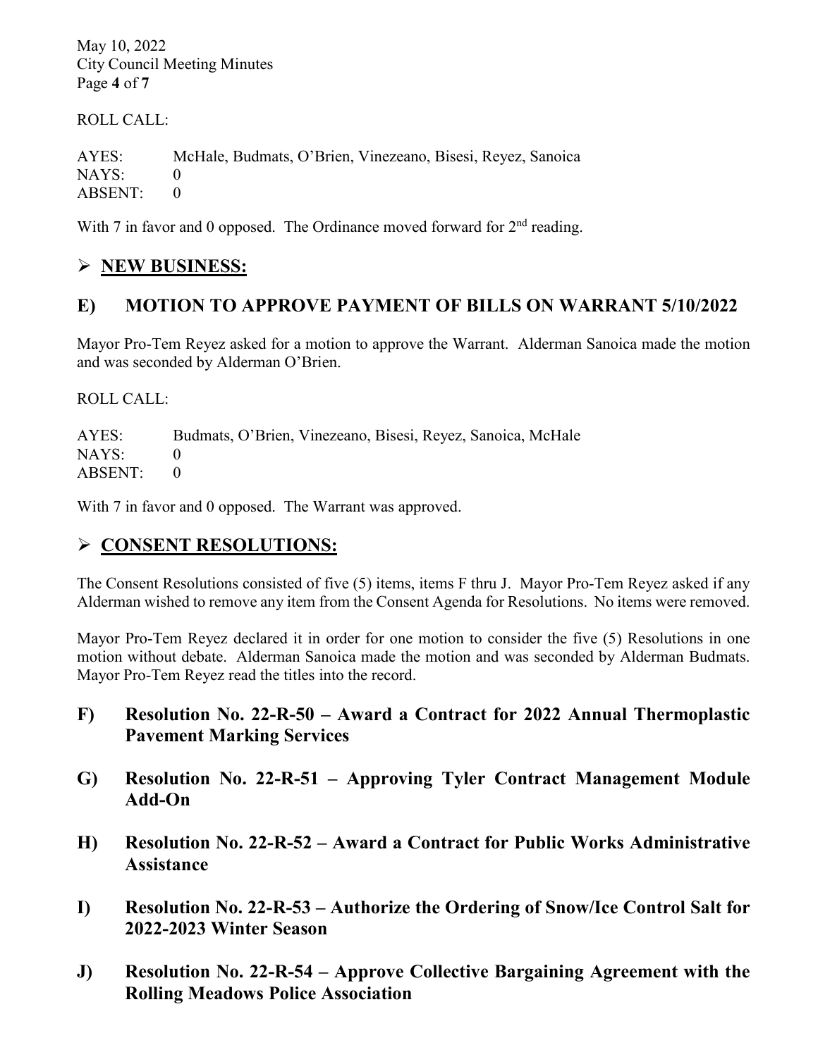ROLL CALL:

AYES: McHale, Budmats, O'Brien, Vinezeano, Bisesi, Reyez, Sanoica
NAYS: 0
ABSENT: 0

With 7 in favor and 0 opposed. The Ordinance moved forward for 2nd reading.

## ➢ NEW BUSINESS:

## E) MOTION TO APPROVE PAYMENT OF BILLS ON WARRANT 5/10/2022

Mayor Pro-Tem Reyez asked for a motion to approve the Warrant. Alderman Sanoica made the motion and was seconded by Alderman O'Brien.

ROLL CALL:

AYES: Budmats, O'Brien, Vinezeano, Bisesi, Reyez, Sanoica, McHale
NAYS: 0
ABSENT: 0

With 7 in favor and 0 opposed. The Warrant was approved.

## ➢ CONSENT RESOLUTIONS:

The Consent Resolutions consisted of five (5) items, items F thru J. Mayor Pro-Tem Reyez asked if any Alderman wished to remove any item from the Consent Agenda for Resolutions. No items were removed.

Mayor Pro-Tem Reyez declared it in order for one motion to consider the five (5) Resolutions in one motion without debate. Alderman Sanoica made the motion and was seconded by Alderman Budmats. Mayor Pro-Tem Reyez read the titles into the record.

### F) Resolution No. 22-R-50 – Award a Contract for 2022 Annual Thermoplastic Pavement Marking Services

### G) Resolution No. 22-R-51 – Approving Tyler Contract Management Module Add-On

### H) Resolution No. 22-R-52 – Award a Contract for Public Works Administrative Assistance

### I) Resolution No. 22-R-53 – Authorize the Ordering of Snow/Ice Control Salt for 2022-2023 Winter Season

### J) Resolution No. 22-R-54 – Approve Collective Bargaining Agreement with the Rolling Meadows Police Association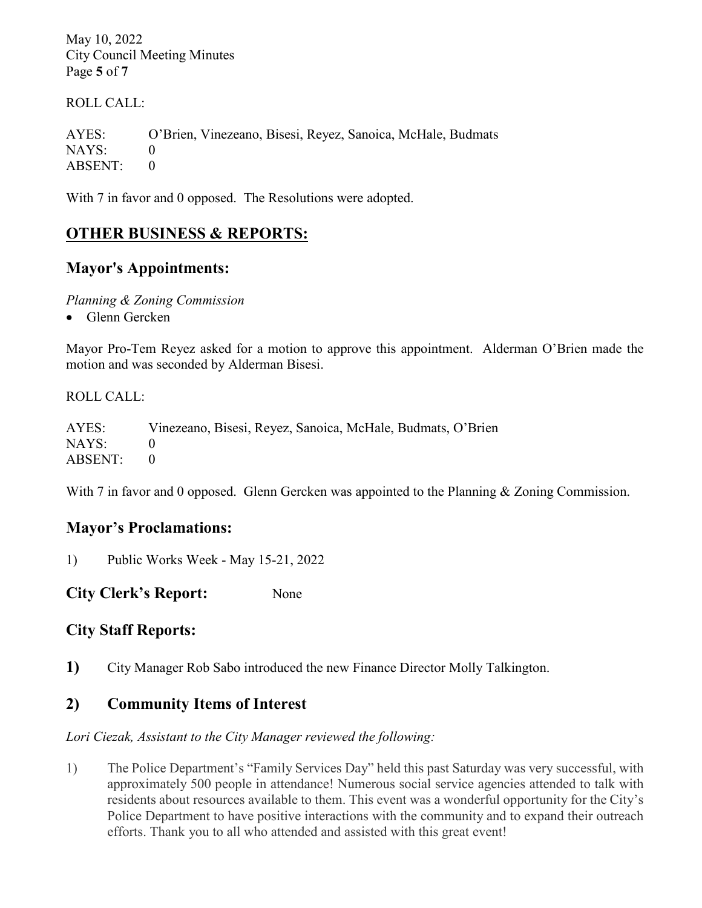ROLL CALL:

AYES: O'Brien, Vinezeano, Bisesi, Reyez, Sanoica, McHale, Budmats
NAYS: 0
ABSENT: 0

With 7 in favor and 0 opposed. The Resolutions were adopted.

# OTHER BUSINESS & REPORTS:

## Mayor's Appointments:

*Planning & Zoning Commission*

- Glenn Gercken

Mayor Pro-Tem Reyez asked for a motion to approve this appointment. Alderman O'Brien made the motion and was seconded by Alderman Bisesi.

ROLL CALL:

AYES: Vinezeano, Bisesi, Reyez, Sanoica, McHale, Budmats, O'Brien
NAYS: 0
ABSENT: 0

With 7 in favor and 0 opposed. Glenn Gercken was appointed to the Planning & Zoning Commission.

## Mayor's Proclamations:

1) Public Works Week - May 15-21, 2022

## City Clerk's Report: None

## City Staff Reports:

**1)** City Manager Rob Sabo introduced the new Finance Director Molly Talkington.

## 2) Community Items of Interest

*Lori Ciezak, Assistant to the City Manager reviewed the following:*

1) The Police Department's "Family Services Day" held this past Saturday was very successful, with approximately 500 people in attendance! Numerous social service agencies attended to talk with residents about resources available to them. This event was a wonderful opportunity for the City's Police Department to have positive interactions with the community and to expand their outreach efforts. Thank you to all who attended and assisted with this great event!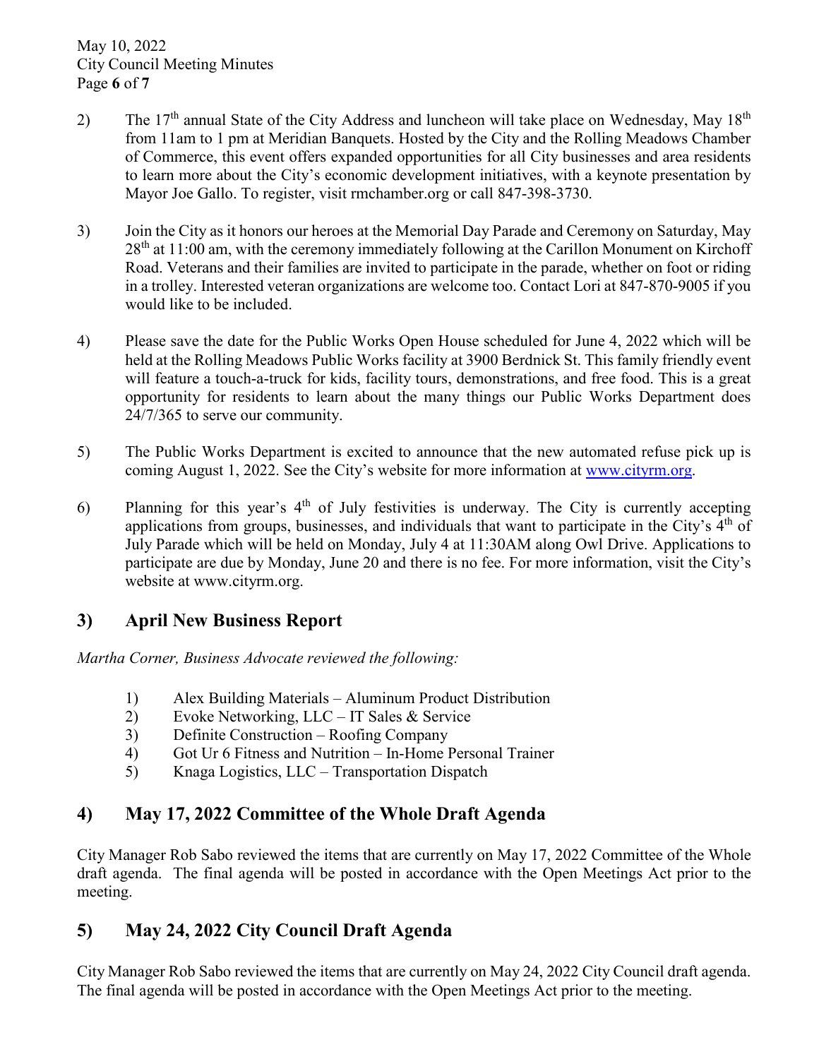2) The 17th annual State of the City Address and luncheon will take place on Wednesday, May 18th from 11am to 1 pm at Meridian Banquets. Hosted by the City and the Rolling Meadows Chamber of Commerce, this event offers expanded opportunities for all City businesses and area residents to learn more about the City's economic development initiatives, with a keynote presentation by Mayor Joe Gallo. To register, visit rmchamber.org or call 847-398-3730.

3) Join the City as it honors our heroes at the Memorial Day Parade and Ceremony on Saturday, May 28th at 11:00 am, with the ceremony immediately following at the Carillon Monument on Kirchoff Road. Veterans and their families are invited to participate in the parade, whether on foot or riding in a trolley. Interested veteran organizations are welcome too. Contact Lori at 847-870-9005 if you would like to be included.

4) Please save the date for the Public Works Open House scheduled for June 4, 2022 which will be held at the Rolling Meadows Public Works facility at 3900 Berdnick St. This family friendly event will feature a touch-a-truck for kids, facility tours, demonstrations, and free food. This is a great opportunity for residents to learn about the many things our Public Works Department does 24/7/365 to serve our community.

5) The Public Works Department is excited to announce that the new automated refuse pick up is coming August 1, 2022. See the City's website for more information at [www.cityrm.org](http://www.cityrm.org).

6) Planning for this year's 4th of July festivities is underway. The City is currently accepting applications from groups, businesses, and individuals that want to participate in the City's 4th of July Parade which will be held on Monday, July 4 at 11:30AM along Owl Drive. Applications to participate are due by Monday, June 20 and there is no fee. For more information, visit the City's website at www.cityrm.org.

## 3) April New Business Report

*Martha Corner, Business Advocate reviewed the following:*

1) Alex Building Materials – Aluminum Product Distribution
2) Evoke Networking, LLC – IT Sales & Service
3) Definite Construction – Roofing Company
4) Got Ur 6 Fitness and Nutrition – In-Home Personal Trainer
5) Knaga Logistics, LLC – Transportation Dispatch

## 4) May 17, 2022 Committee of the Whole Draft Agenda

City Manager Rob Sabo reviewed the items that are currently on May 17, 2022 Committee of the Whole draft agenda. The final agenda will be posted in accordance with the Open Meetings Act prior to the meeting.

## 5) May 24, 2022 City Council Draft Agenda

City Manager Rob Sabo reviewed the items that are currently on May 24, 2022 City Council draft agenda. The final agenda will be posted in accordance with the Open Meetings Act prior to the meeting.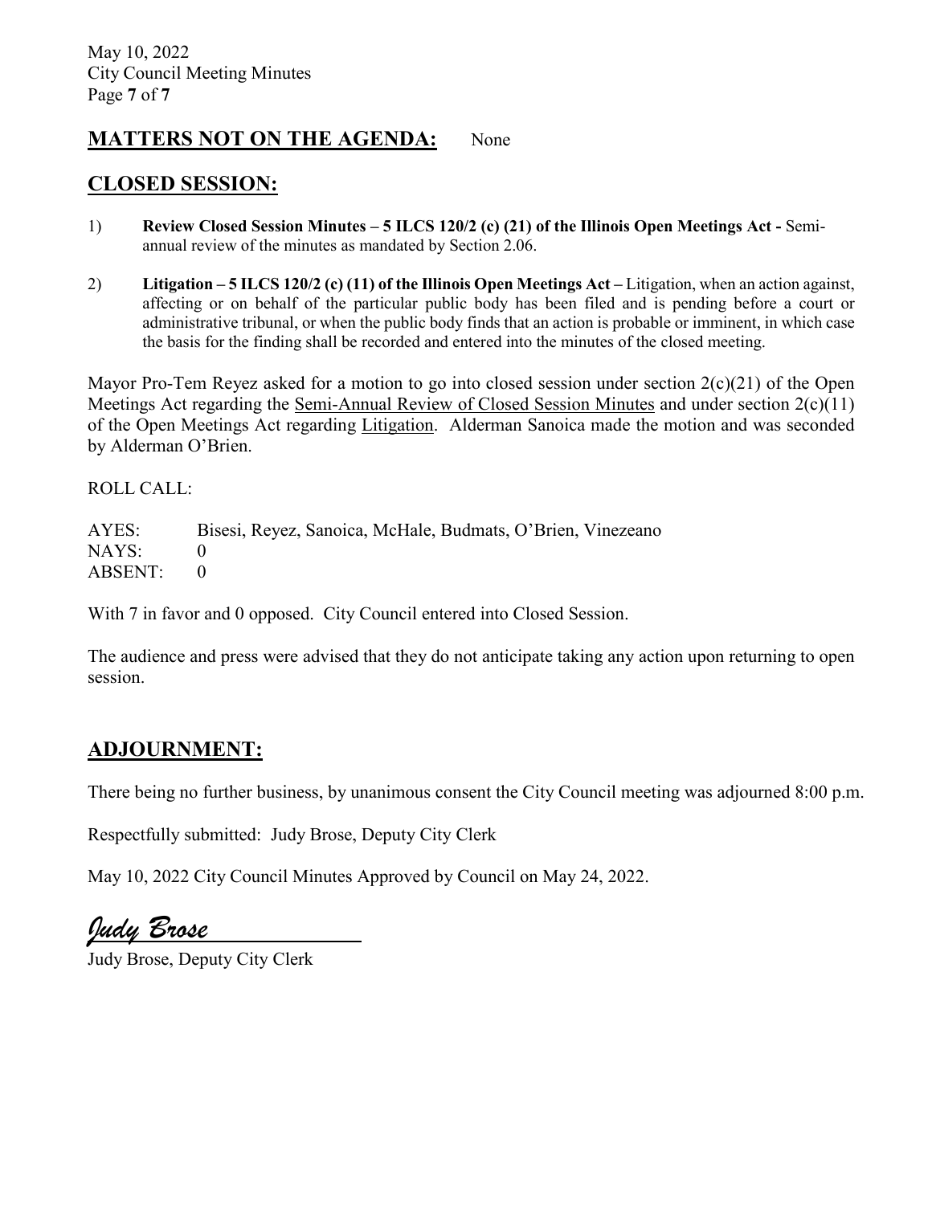## **MATTERS NOT ON THE AGENDA:** None

## **CLOSED SESSION:**

1) **Review Closed Session Minutes – 5 ILCS 120/2 (c) (21) of the Illinois Open Meetings Act -** Semi-annual review of the minutes as mandated by Section 2.06.

2) **Litigation – 5 ILCS 120/2 (c) (11) of the Illinois Open Meetings Act –** Litigation, when an action against, affecting or on behalf of the particular public body has been filed and is pending before a court or administrative tribunal, or when the public body finds that an action is probable or imminent, in which case the basis for the finding shall be recorded and entered into the minutes of the closed meeting.

Mayor Pro-Tem Reyez asked for a motion to go into closed session under section 2(c)(21) of the Open Meetings Act regarding the <u>Semi-Annual Review of Closed Session Minutes</u> and under section 2(c)(11) of the Open Meetings Act regarding <u>Litigation</u>. Alderman Sanoica made the motion and was seconded by Alderman O'Brien.

ROLL CALL:

| | |
|---|---|
| AYES: | Bisesi, Reyez, Sanoica, McHale, Budmats, O'Brien, Vinezeano |
| NAYS: | 0 |
| ABSENT: | 0 |

With 7 in favor and 0 opposed. City Council entered into Closed Session.

The audience and press were advised that they do not anticipate taking any action upon returning to open session.

## **ADJOURNMENT:**

There being no further business, by unanimous consent the City Council meeting was adjourned 8:00 p.m.

Respectfully submitted: Judy Brose, Deputy City Clerk

May 10, 2022 City Council Minutes Approved by Council on May 24, 2022.

*Judy Brose*

Judy Brose, Deputy City Clerk